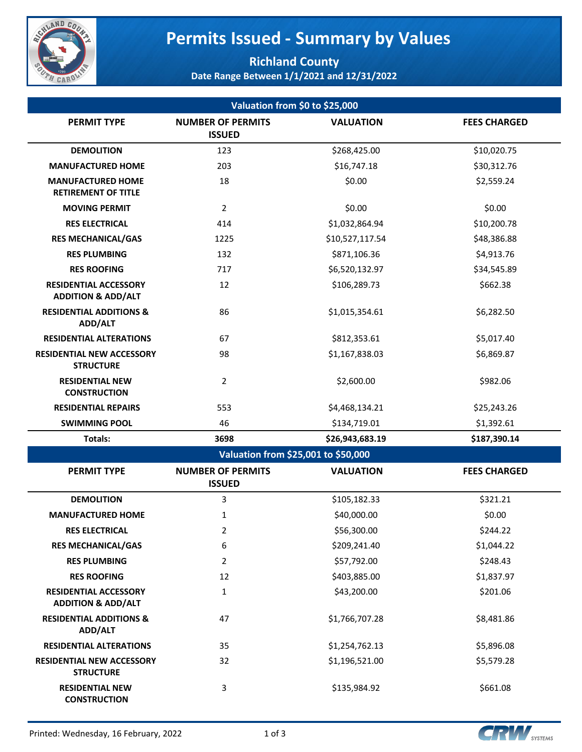# Permits Issued - Summary by Values

## Richland County

### Date Range Between 1/1/2021 and 12/31/2022

**Valuation from $0 to $25,000**

| PERMIT TYPE | NUMBER OF PERMITS ISSUED | VALUATION | FEES CHARGED |
|---|---|---|---|
| DEMOLITION | 123 | $268,425.00 | $10,020.75 |
| MANUFACTURED HOME | 203 | $16,747.18 | $30,312.76 |
| MANUFACTURED HOME RETIREMENT OF TITLE | 18 | $0.00 | $2,559.24 |
| MOVING PERMIT | 2 | $0.00 | $0.00 |
| RES ELECTRICAL | 414 | $1,032,864.94 | $10,200.78 |
| RES MECHANICAL/GAS | 1225 | $10,527,117.54 | $48,386.88 |
| RES PLUMBING | 132 | $871,106.36 | $4,913.76 |
| RES ROOFING | 717 | $6,520,132.97 | $34,545.89 |
| RESIDENTIAL ACCESSORY ADDITION & ADD/ALT | 12 | $106,289.73 | $662.38 |
| RESIDENTIAL ADDITIONS & ADD/ALT | 86 | $1,015,354.61 | $6,282.50 |
| RESIDENTIAL ALTERATIONS | 67 | $812,353.61 | $5,017.40 |
| RESIDENTIAL NEW ACCESSORY STRUCTURE | 98 | $1,167,838.03 | $6,869.87 |
| RESIDENTIAL NEW CONSTRUCTION | 2 | $2,600.00 | $982.06 |
| RESIDENTIAL REPAIRS | 553 | $4,468,134.21 | $25,243.26 |
| SWIMMING POOL | 46 | $134,719.01 | $1,392.61 |
| **Totals:** | **3698** | **$26,943,683.19** | **$187,390.14** |

**Valuation from $25,001 to $50,000**

| PERMIT TYPE | NUMBER OF PERMITS ISSUED | VALUATION | FEES CHARGED |
|---|---|---|---|
| DEMOLITION | 3 | $105,182.33 | $321.21 |
| MANUFACTURED HOME | 1 | $40,000.00 | $0.00 |
| RES ELECTRICAL | 2 | $56,300.00 | $244.22 |
| RES MECHANICAL/GAS | 6 | $209,241.40 | $1,044.22 |
| RES PLUMBING | 2 | $57,792.00 | $248.43 |
| RES ROOFING | 12 | $403,885.00 | $1,837.97 |
| RESIDENTIAL ACCESSORY ADDITION & ADD/ALT | 1 | $43,200.00 | $201.06 |
| RESIDENTIAL ADDITIONS & ADD/ALT | 47 | $1,766,707.28 | $8,481.86 |
| RESIDENTIAL ALTERATIONS | 35 | $1,254,762.13 | $5,896.08 |
| RESIDENTIAL NEW ACCESSORY STRUCTURE | 32 | $1,196,521.00 | $5,579.28 |
| RESIDENTIAL NEW CONSTRUCTION | 3 | $135,984.92 | $661.08 |

Printed: Wednesday, 16 February, 2022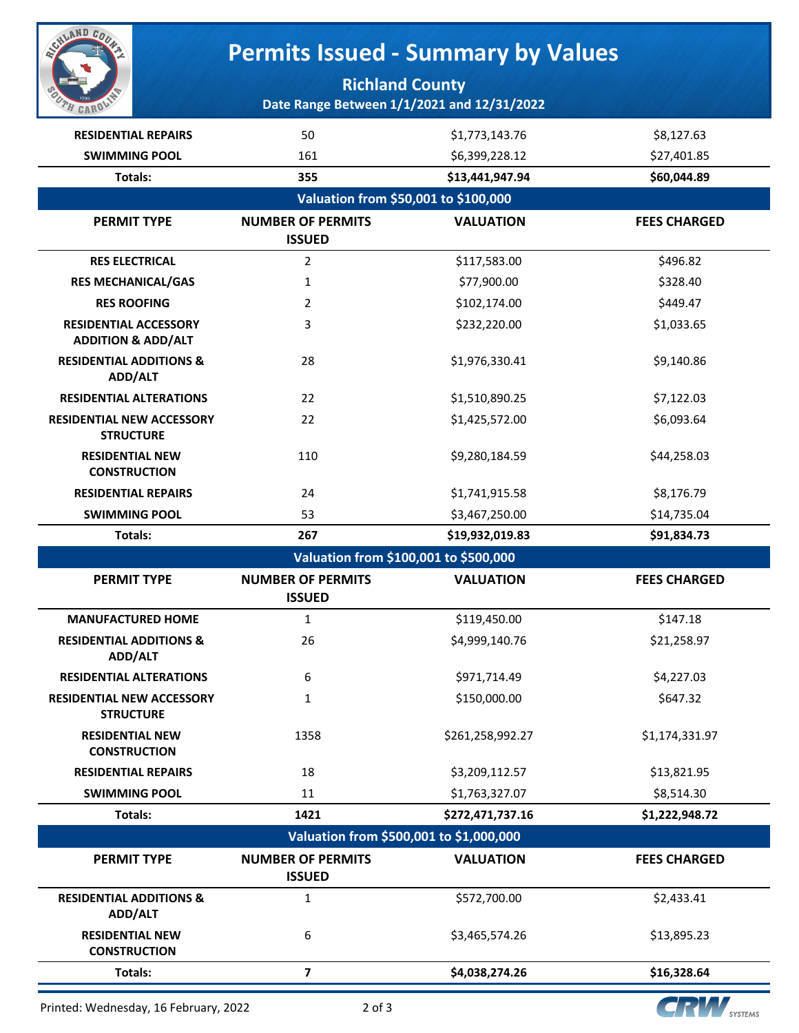# Permits Issued - Summary by Values

## Richland County

**Date Range Between 1/1/2021 and 12/31/2022**

| PERMIT TYPE | NUMBER OF PERMITS ISSUED | VALUATION | FEES CHARGED |
|---|---|---|---|
| RESIDENTIAL REPAIRS | 50 | $1,773,143.76 | $8,127.63 |
| SWIMMING POOL | 161 | $6,399,228.12 | $27,401.85 |
| **Totals:** | **355** | **$13,441,947.94** | **$60,044.89** |

### Valuation from $50,001 to $100,000

| PERMIT TYPE | NUMBER OF PERMITS ISSUED | VALUATION | FEES CHARGED |
|---|---|---|---|
| RES ELECTRICAL | 2 | $117,583.00 | $496.82 |
| RES MECHANICAL/GAS | 1 | $77,900.00 | $328.40 |
| RES ROOFING | 2 | $102,174.00 | $449.47 |
| RESIDENTIAL ACCESSORY ADDITION & ADD/ALT | 3 | $232,220.00 | $1,033.65 |
| RESIDENTIAL ADDITIONS & ADD/ALT | 28 | $1,976,330.41 | $9,140.86 |
| RESIDENTIAL ALTERATIONS | 22 | $1,510,890.25 | $7,122.03 |
| RESIDENTIAL NEW ACCESSORY STRUCTURE | 22 | $1,425,572.00 | $6,093.64 |
| RESIDENTIAL NEW CONSTRUCTION | 110 | $9,280,184.59 | $44,258.03 |
| RESIDENTIAL REPAIRS | 24 | $1,741,915.58 | $8,176.79 |
| SWIMMING POOL | 53 | $3,467,250.00 | $14,735.04 |
| **Totals:** | **267** | **$19,932,019.83** | **$91,834.73** |

### Valuation from $100,001 to $500,000

| PERMIT TYPE | NUMBER OF PERMITS ISSUED | VALUATION | FEES CHARGED |
|---|---|---|---|
| MANUFACTURED HOME | 1 | $119,450.00 | $147.18 |
| RESIDENTIAL ADDITIONS & ADD/ALT | 26 | $4,999,140.76 | $21,258.97 |
| RESIDENTIAL ALTERATIONS | 6 | $971,714.49 | $4,227.03 |
| RESIDENTIAL NEW ACCESSORY STRUCTURE | 1 | $150,000.00 | $647.32 |
| RESIDENTIAL NEW CONSTRUCTION | 1358 | $261,258,992.27 | $1,174,331.97 |
| RESIDENTIAL REPAIRS | 18 | $3,209,112.57 | $13,821.95 |
| SWIMMING POOL | 11 | $1,763,327.07 | $8,514.30 |
| **Totals:** | **1421** | **$272,471,737.16** | **$1,222,948.72** |

### Valuation from $500,001 to $1,000,000

| PERMIT TYPE | NUMBER OF PERMITS ISSUED | VALUATION | FEES CHARGED |
|---|---|---|---|
| RESIDENTIAL ADDITIONS & ADD/ALT | 1 | $572,700.00 | $2,433.41 |
| RESIDENTIAL NEW CONSTRUCTION | 6 | $3,465,574.26 | $13,895.23 |
| **Totals:** | **7** | **$4,038,274.26** | **$16,328.64** |

Printed: Wednesday, 16 February, 2022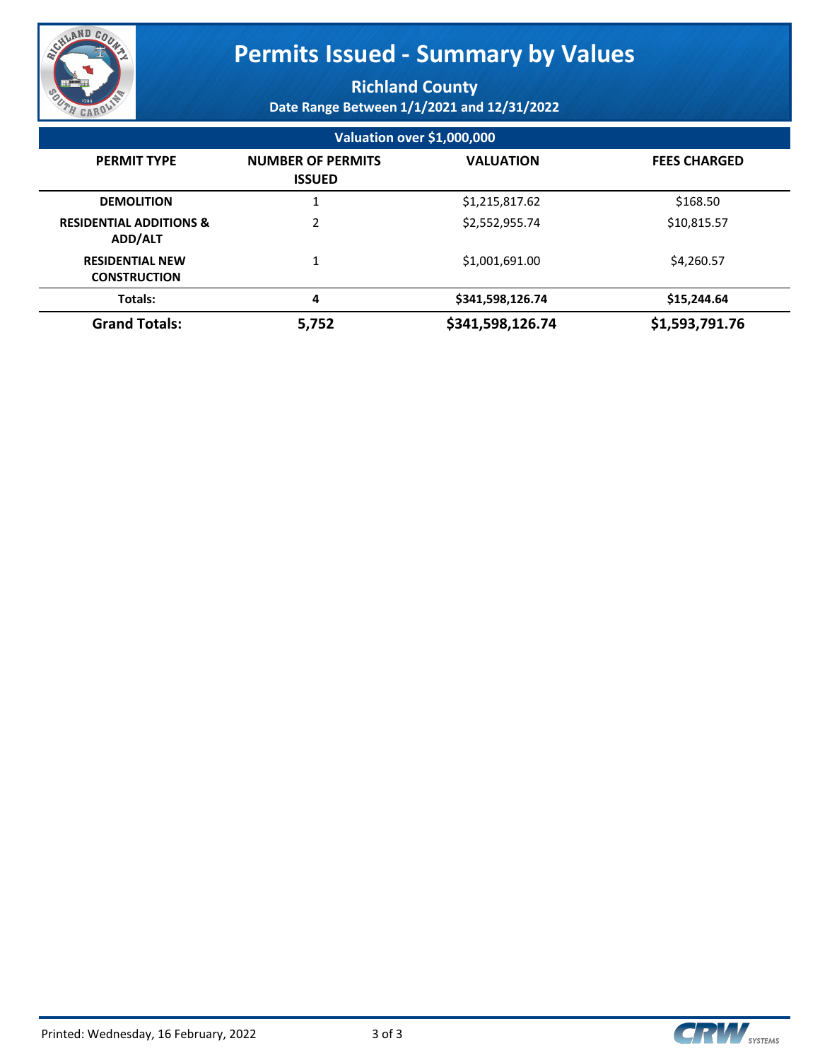# Permits Issued - Summary by Values

**Richland County**

**Date Range Between 1/1/2021 and 12/31/2022**

| Valuation over $1,000,000 | | | |
|---|---|---|---|
| **PERMIT TYPE** | **NUMBER OF PERMITS ISSUED** | **VALUATION** | **FEES CHARGED** |
| **DEMOLITION** | 1 | $1,215,817.62 | $168.50 |
| **RESIDENTIAL ADDITIONS & ADD/ALT** | 2 | $2,552,955.74 | $10,815.57 |
| **RESIDENTIAL NEW CONSTRUCTION** | 1 | $1,001,691.00 | $4,260.57 |
| **Totals:** | **4** | **$341,598,126.74** | **$15,244.64** |
| **Grand Totals:** | **5,752** | **$341,598,126.74** | **$1,593,791.76** |

Printed: Wednesday, 16 February, 2022